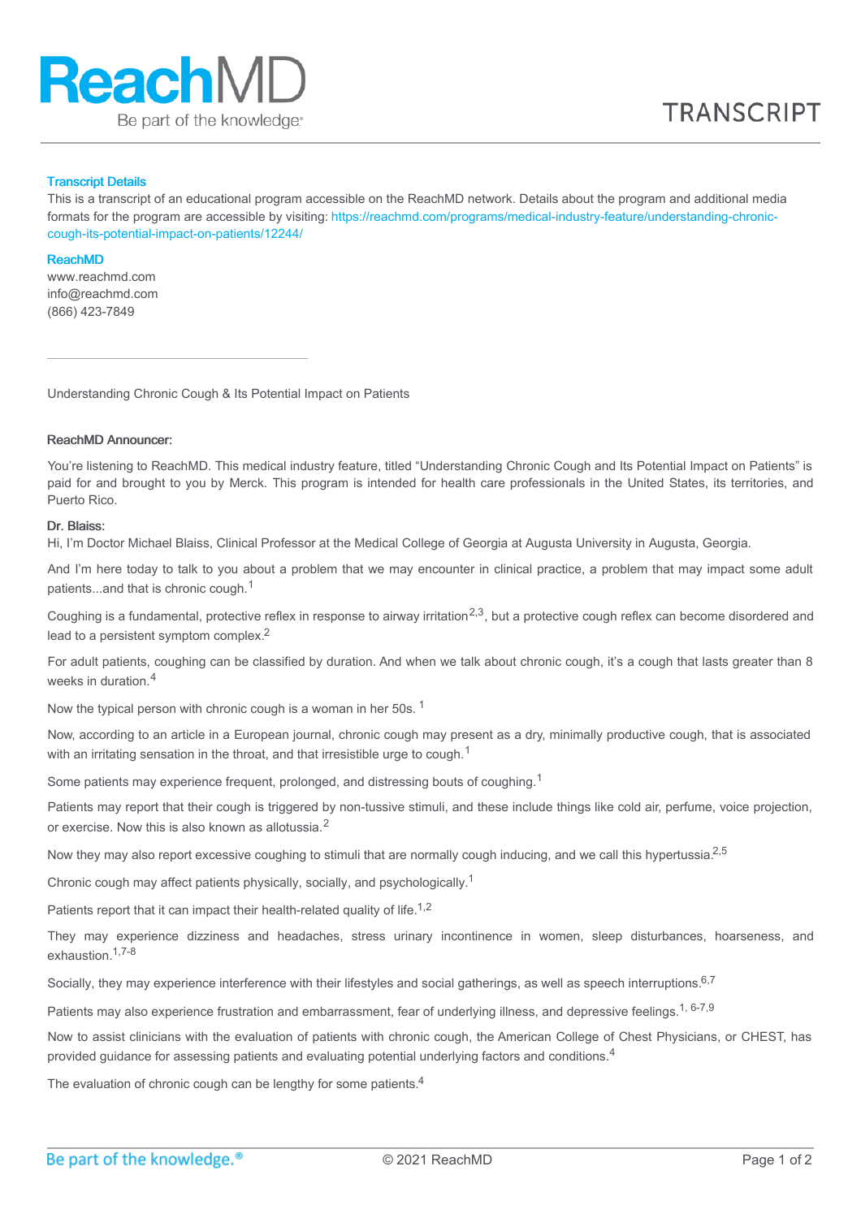### Transcript Details

This is a transcript of an educational program accessible on the ReachMD network. Details about the program and additional media formats for the program are accessible by visiting: https://reachmd.com/programs/medical-industry-feature/understanding-chronic-cough-its-potential-impact-on-patients/12244/

### ReachMD

www.reachmd.com
info@reachmd.com
(866) 423-7849

---

Understanding Chronic Cough & Its Potential Impact on Patients

**ReachMD Announcer:**

You're listening to ReachMD. This medical industry feature, titled "Understanding Chronic Cough and Its Potential Impact on Patients" is paid for and brought to you by Merck. This program is intended for health care professionals in the United States, its territories, and Puerto Rico.

**Dr. Blaiss:**

Hi, I'm Doctor Michael Blaiss, Clinical Professor at the Medical College of Georgia at Augusta University in Augusta, Georgia.

And I'm here today to talk to you about a problem that we may encounter in clinical practice, a problem that may impact some adult patients...and that is chronic cough.[1]

Coughing is a fundamental, protective reflex in response to airway irritation[2,3], but a protective cough reflex can become disordered and lead to a persistent symptom complex.[2]

For adult patients, coughing can be classified by duration. And when we talk about chronic cough, it's a cough that lasts greater than 8 weeks in duration.[4]

Now the typical person with chronic cough is a woman in her 50s. [1]

Now, according to an article in a European journal, chronic cough may present as a dry, minimally productive cough, that is associated with an irritating sensation in the throat, and that irresistible urge to cough.[1]

Some patients may experience frequent, prolonged, and distressing bouts of coughing.[1]

Patients may report that their cough is triggered by non-tussive stimuli, and these include things like cold air, perfume, voice projection, or exercise. Now this is also known as allotussia.[2]

Now they may also report excessive coughing to stimuli that are normally cough inducing, and we call this hypertussia[2,5]

Chronic cough may affect patients physically, socially, and psychologically.[1]

Patients report that it can impact their health-related quality of life.[1,2]

They may experience dizziness and headaches, stress urinary incontinence in women, sleep disturbances, hoarseness, and exhaustion.[1,7-8]

Socially, they may experience interference with their lifestyles and social gatherings, as well as speech interruptions.[6,7]

Patients may also experience frustration and embarrassment, fear of underlying illness, and depressive feelings.[1, 6-7,9]

Now to assist clinicians with the evaluation of patients with chronic cough, the American College of Chest Physicians, or CHEST, has provided guidance for assessing patients and evaluating potential underlying factors and conditions.[4]

The evaluation of chronic cough can be lengthy for some patients.[4]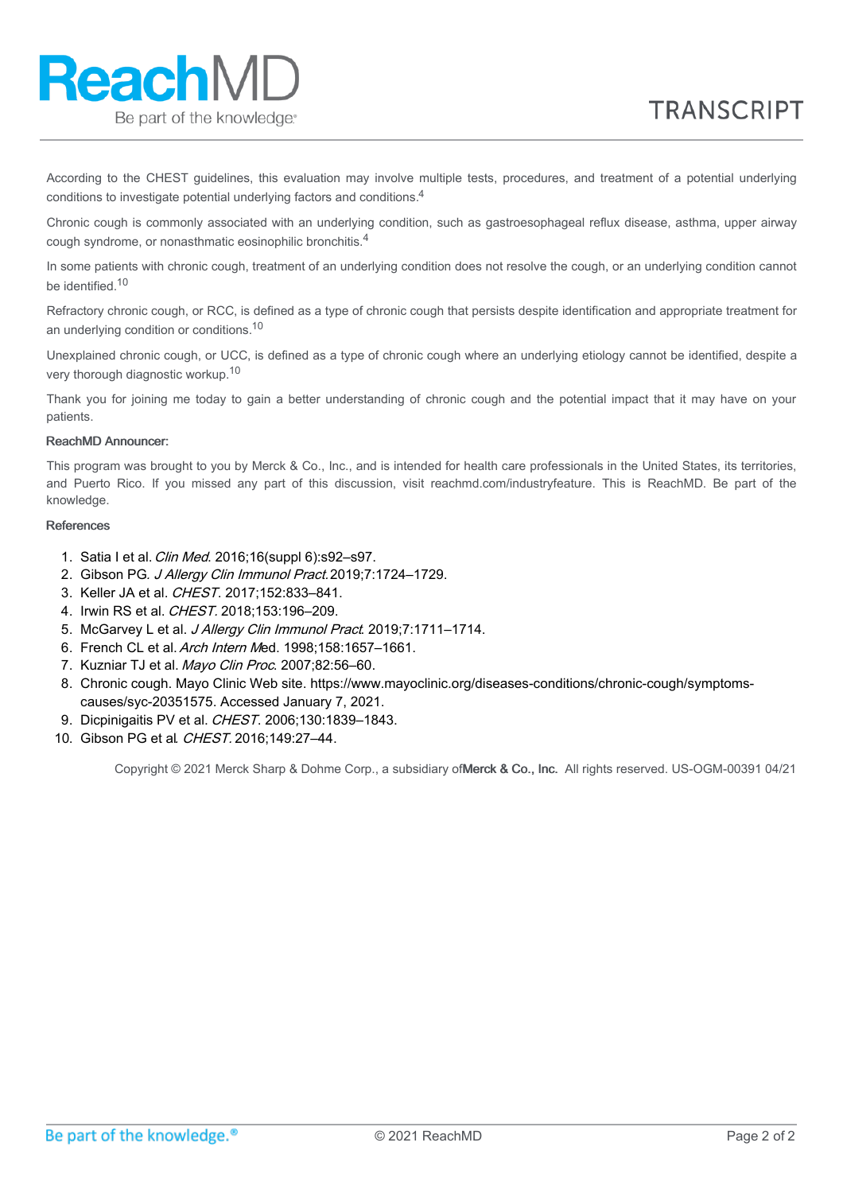According to the CHEST guidelines, this evaluation may involve multiple tests, procedures, and treatment of a potential underlying conditions to investigate potential underlying factors and conditions.[4]

Chronic cough is commonly associated with an underlying condition, such as gastroesophageal reflux disease, asthma, upper airway cough syndrome, or nonasthmatic eosinophilic bronchitis.[4]

In some patients with chronic cough, treatment of an underlying condition does not resolve the cough, or an underlying condition cannot be identified.[10]

Refractory chronic cough, or RCC, is defined as a type of chronic cough that persists despite identification and appropriate treatment for an underlying condition or conditions.[10]

Unexplained chronic cough, or UCC, is defined as a type of chronic cough where an underlying etiology cannot be identified, despite a very thorough diagnostic workup.[10]

Thank you for joining me today to gain a better understanding of chronic cough and the potential impact that it may have on your patients.

**ReachMD Announcer:**

This program was brought to you by Merck & Co., Inc., and is intended for health care professionals in the United States, its territories, and Puerto Rico. If you missed any part of this discussion, visit reachmd.com/industryfeature. This is ReachMD. Be part of the knowledge.

**References**

1. Satia I et al. *Clin Med*. 2016;16(suppl 6):s92–s97.
2. Gibson PG. *J Allergy Clin Immunol Pract.* 2019;7:1724–1729.
3. Keller JA et al. *CHEST*. 2017;152:833–841.
4. Irwin RS et al. *CHEST*. 2018;153:196–209.
5. McGarvey L et al. *J Allergy Clin Immunol Pract*. 2019;7:1711–1714.
6. French CL et al. *Arch Intern Med*. 1998;158:1657–1661.
7. Kuzniar TJ et al. *Mayo Clin Proc*. 2007;82:56–60.
8. Chronic cough. Mayo Clinic Web site. https://www.mayoclinic.org/diseases-conditions/chronic-cough/symptoms-causes/syc-20351575. Accessed January 7, 2021.
9. Dicpinigaitis PV et al. *CHEST*. 2006;130:1839–1843.
10. Gibson PG et al. *CHEST*. 2016;149:27–44.

Copyright © 2021 Merck Sharp & Dohme Corp., a subsidiary of **Merck & Co., Inc.** All rights reserved. US-OGM-00391 04/21